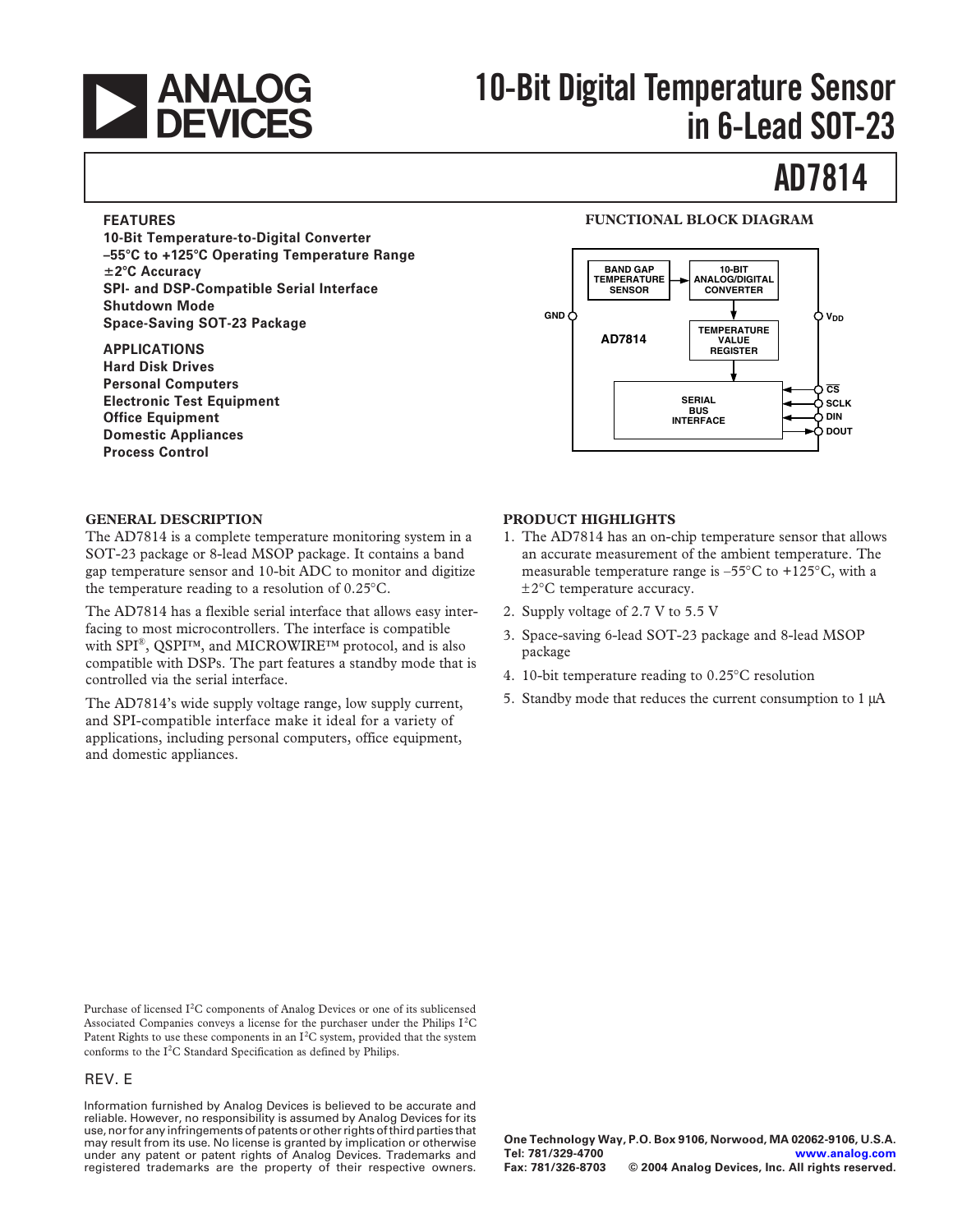# ANALOG DEVICES

# 10-Bit Digital Temperature Sensor in 6-Lead SOT-23

# AD7814

### FEATURES

**10-Bit Temperature-to-Digital Converter**
**–55°C to +125°C Operating Temperature Range**
**±2°C Accuracy**
**SPI- and DSP-Compatible Serial Interface**
**Shutdown Mode**
**Space-Saving SOT-23 Package**

### APPLICATIONS

**Hard Disk Drives**
**Personal Computers**
**Electronic Test Equipment**
**Office Equipment**
**Domestic Appliances**
**Process Control**

### FUNCTIONAL BLOCK DIAGRAM

BAND GAP TEMPERATURE SENSOR → 10-BIT ANALOG/DIGITAL CONVERTER → TEMPERATURE VALUE REGISTER → SERIAL BUS INTERFACE

AD7814

GND, $V_{DD}$, CS, SCLK, DIN, DOUT

### GENERAL DESCRIPTION

The AD7814 is a complete temperature monitoring system in a SOT-23 package or 8-lead MSOP package. It contains a band gap temperature sensor and 10-bit ADC to monitor and digitize the temperature reading to a resolution of 0.25°C.

The AD7814 has a flexible serial interface that allows easy interfacing to most microcontrollers. The interface is compatible with SPI®, QSPI™, and MICROWIRE™ protocol, and is also compatible with DSPs. The part features a standby mode that is controlled via the serial interface.

The AD7814's wide supply voltage range, low supply current, and SPI-compatible interface make it ideal for a variety of applications, including personal computers, office equipment, and domestic appliances.

### PRODUCT HIGHLIGHTS

1. The AD7814 has an on-chip temperature sensor that allows an accurate measurement of the ambient temperature. The measurable temperature range is –55°C to +125°C, with a ±2°C temperature accuracy.
2. Supply voltage of 2.7 V to 5.5 V
3. Space-saving 6-lead SOT-23 package and 8-lead MSOP package
4. 10-bit temperature reading to 0.25°C resolution
5. Standby mode that reduces the current consumption to 1 μA

Purchase of licensed $I^2C$ components of Analog Devices or one of its sublicensed Associated Companies conveys a license for the purchaser under the Philips $I^2C$ Patent Rights to use these components in an $I^2C$ system, provided that the system conforms to the $I^2C$ Standard Specification as defined by Philips.

REV. E

Information furnished by Analog Devices is believed to be accurate and reliable. However, no responsibility is assumed by Analog Devices for its use, nor for any infringements of patents or other rights of third parties that may result from its use. No license is granted by implication or otherwise under any patent or patent rights of Analog Devices. Trademarks and registered trademarks are the property of their respective owners.

**One Technology Way, P.O. Box 9106, Norwood, MA 02062-9106, U.S.A.**
**Tel: 781/329-4700** **www.analog.com**
**Fax: 781/326-8703** **© 2004 Analog Devices, Inc. All rights reserved.**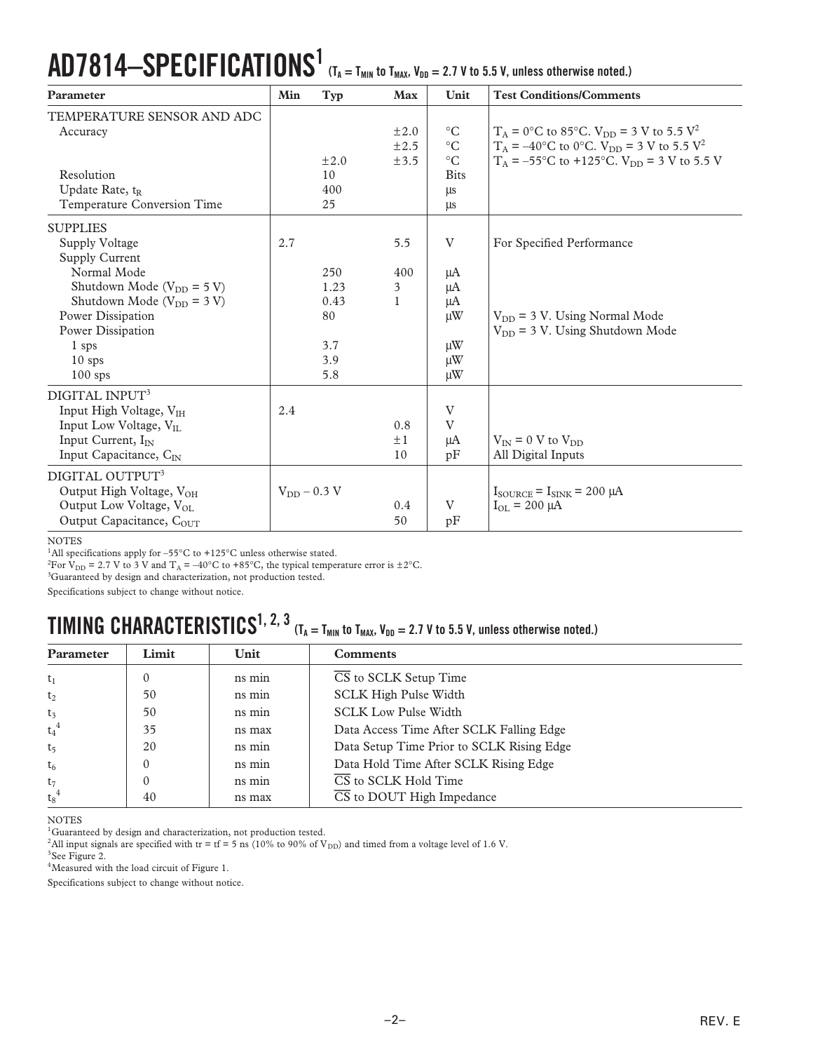# AD7814–SPECIFICATIONS[1] ($T_A = T_{MIN}$ to $T_{MAX}$, $V_{DD}$ = 2.7 V to 5.5 V, unless otherwise noted.)

| Parameter | Min | Typ | Max | Unit | Test Conditions/Comments |
|---|---|---|---|---|---|
| TEMPERATURE SENSOR AND ADC | | | | | |
| Accuracy | | | ±2.0 | °C | $T_A$ = 0°C to 85°C. $V_{DD}$ = 3 V to 5.5 V[2] |
| | | | ±2.5 | °C | $T_A$ = –40°C to 0°C. $V_{DD}$ = 3 V to 5.5 V[2] |
| | | ±2.0 | ±3.5 | °C | $T_A$ = –55°C to +125°C. $V_{DD}$ = 3 V to 5.5 V |
| Resolution | | 10 | | Bits | |
| Update Rate, $t_R$ | | 400 | | µs | |
| Temperature Conversion Time | | 25 | | µs | |
| SUPPLIES | | | | | |
| Supply Voltage | 2.7 | | 5.5 | V | For Specified Performance |
| Supply Current | | | | | |
| Normal Mode | | 250 | 400 | µA | |
| Shutdown Mode ($V_{DD}$ = 5 V) | | 1.23 | 3 | µA | |
| Shutdown Mode ($V_{DD}$ = 3 V) | | 0.43 | 1 | µA | |
| Power Dissipation | | 80 | | µW | $V_{DD}$ = 3 V. Using Normal Mode |
| Power Dissipation | | | | | $V_{DD}$ = 3 V. Using Shutdown Mode |
| 1 sps | | 3.7 | | µW | |
| 10 sps | | 3.9 | | µW | |
| 100 sps | | 5.8 | | µW | |
| DIGITAL INPUT[3] | | | | | |
| Input High Voltage, $V_{IH}$ | 2.4 | | | V | |
| Input Low Voltage, $V_{IL}$ | | | 0.8 | V | |
| Input Current, $I_{IN}$ | | | ±1 | µA | $V_{IN}$ = 0 V to $V_{DD}$ |
| Input Capacitance, $C_{IN}$ | | | 10 | pF | All Digital Inputs |
| DIGITAL OUTPUT[3] | | | | | |
| Output High Voltage, $V_{OH}$ | $V_{DD}$ – 0.3 V | | | | $I_{SOURCE} = I_{SINK}$ = 200 µA |
| Output Low Voltage, $V_{OL}$ | | | 0.4 | V | $I_{OL}$ = 200 µA |
| Output Capacitance, $C_{OUT}$ | | | 50 | pF | |

NOTES

[1]All specifications apply for –55°C to +125°C unless otherwise stated.

[2]For $V_{DD}$ = 2.7 V to 3 V and $T_A$ = –40°C to +85°C, the typical temperature error is ±2°C.

[3]Guaranteed by design and characterization, not production tested.

Specifications subject to change without notice.

# TIMING CHARACTERISTICS[1, 2, 3] ($T_A = T_{MIN}$ to $T_{MAX}$, $V_{DD}$ = 2.7 V to 5.5 V, unless otherwise noted.)

| Parameter | Limit | Unit | Comments |
|---|---|---|---|
| $t_1$ | 0 | ns min | $\overline{CS}$ to SCLK Setup Time |
| $t_2$ | 50 | ns min | SCLK High Pulse Width |
| $t_3$ | 50 | ns min | SCLK Low Pulse Width |
| $t_4$[4] | 35 | ns max | Data Access Time After SCLK Falling Edge |
| $t_5$ | 20 | ns min | Data Setup Time Prior to SCLK Rising Edge |
| $t_6$ | 0 | ns min | Data Hold Time After SCLK Rising Edge |
| $t_7$ | 0 | ns min | $\overline{CS}$ to SCLK Hold Time |
| $t_8$[4] | 40 | ns max | $\overline{CS}$ to DOUT High Impedance |

NOTES

[1]Guaranteed by design and characterization, not production tested.

[2]All input signals are specified with tr = tf = 5 ns (10% to 90% of $V_{DD}$) and timed from a voltage level of 1.6 V.

[3]See Figure 2.

[4]Measured with the load circuit of Figure 1.

Specifications subject to change without notice.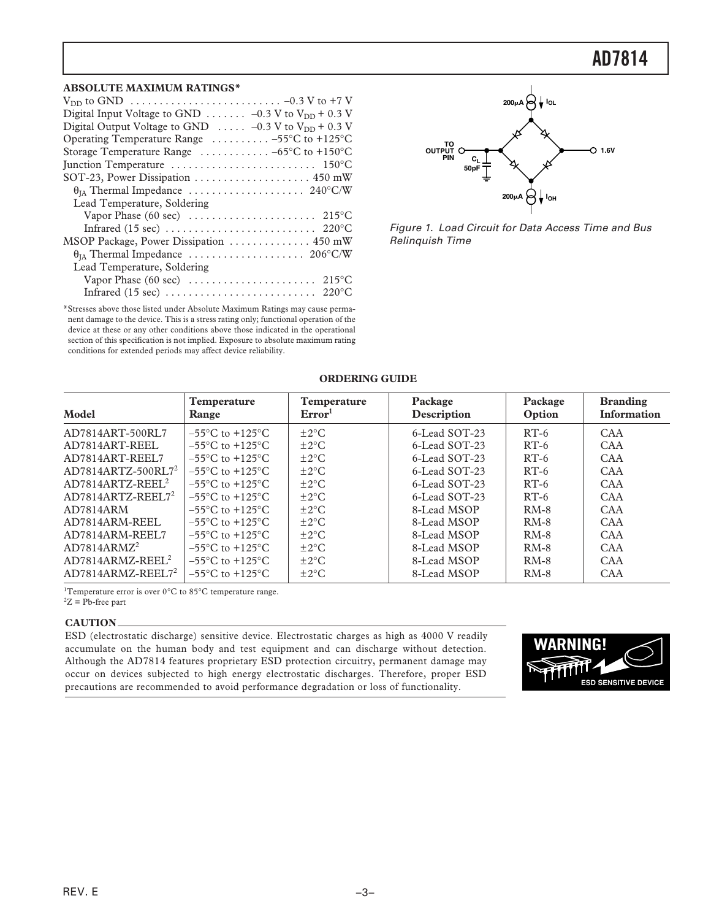## ABSOLUTE MAXIMUM RATINGS*

$V_{DD}$ to GND . . . . . . . . . . . . . . . . . . . . . . . . . . –0.3 V to +7 V
Digital Input Voltage to GND . . . . . . . –0.3 V to $V_{DD}$ + 0.3 V
Digital Output Voltage to GND . . . . . –0.3 V to $V_{DD}$ + 0.3 V
Operating Temperature Range . . . . . . . . . . –55°C to +125°C
Storage Temperature Range . . . . . . . . . . . . –65°C to +150°C
Junction Temperature . . . . . . . . . . . . . . . . . . . . . . . . . 150°C
SOT-23, Power Dissipation . . . . . . . . . . . . . . . . . . . . 450 mW
 $\theta_{JA}$ Thermal Impedance . . . . . . . . . . . . . . . . . . . . 240°C/W
 Lead Temperature, Soldering
  Vapor Phase (60 sec) . . . . . . . . . . . . . . . . . . . . . . 215°C
  Infrared (15 sec) . . . . . . . . . . . . . . . . . . . . . . . . . . 220°C
MSOP Package, Power Dissipation . . . . . . . . . . . . . 450 mW
 $\theta_{JA}$ Thermal Impedance . . . . . . . . . . . . . . . . . . . . 206°C/W
 Lead Temperature, Soldering
  Vapor Phase (60 sec) . . . . . . . . . . . . . . . . . . . . . . 215°C
  Infrared (15 sec) . . . . . . . . . . . . . . . . . . . . . . . . . . 220°C

*Stresses above those listed under Absolute Maximum Ratings may cause permanent damage to the device. This is a stress rating only; functional operation of the device at these or any other conditions above those indicated in the operational section of this specification is not implied. Exposure to absolute maximum rating conditions for extended periods may affect device reliability.

*Figure 1. Load Circuit for Data Access Time and Bus Relinquish Time*

## ORDERING GUIDE

| Model | Temperature Range | Temperature Error[1] | Package Description | Package Option | Branding Information |
|---|---|---|---|---|---|
| AD7814ART-500RL7 | –55°C to +125°C | ±2°C | 6-Lead SOT-23 | RT-6 | CAA |
| AD7814ART-REEL | –55°C to +125°C | ±2°C | 6-Lead SOT-23 | RT-6 | CAA |
| AD7814ART-REEL7 | –55°C to +125°C | ±2°C | 6-Lead SOT-23 | RT-6 | CAA |
| AD7814ARTZ-500RL7[2] | –55°C to +125°C | ±2°C | 6-Lead SOT-23 | RT-6 | CAA |
| AD7814ARTZ-REEL[2] | –55°C to +125°C | ±2°C | 6-Lead SOT-23 | RT-6 | CAA |
| AD7814ARTZ-REEL7[2] | –55°C to +125°C | ±2°C | 6-Lead SOT-23 | RT-6 | CAA |
| AD7814ARM | –55°C to +125°C | ±2°C | 8-Lead MSOP | RM-8 | CAA |
| AD7814ARM-REEL | –55°C to +125°C | ±2°C | 8-Lead MSOP | RM-8 | CAA |
| AD7814ARM-REEL7 | –55°C to +125°C | ±2°C | 8-Lead MSOP | RM-8 | CAA |
| AD7814ARMZ[2] | –55°C to +125°C | ±2°C | 8-Lead MSOP | RM-8 | CAA |
| AD7814ARMZ-REEL[2] | –55°C to +125°C | ±2°C | 8-Lead MSOP | RM-8 | CAA |
| AD7814ARMZ-REEL7[2] | –55°C to +125°C | ±2°C | 8-Lead MSOP | RM-8 | CAA |

[1]Temperature error is over 0°C to 85°C temperature range.
[2]Z = Pb-free part

### CAUTION

ESD (electrostatic discharge) sensitive device. Electrostatic charges as high as 4000 V readily accumulate on the human body and test equipment and can discharge without detection. Although the AD7814 features proprietary ESD protection circuitry, permanent damage may occur on devices subjected to high energy electrostatic discharges. Therefore, proper ESD precautions are recommended to avoid performance degradation or loss of functionality.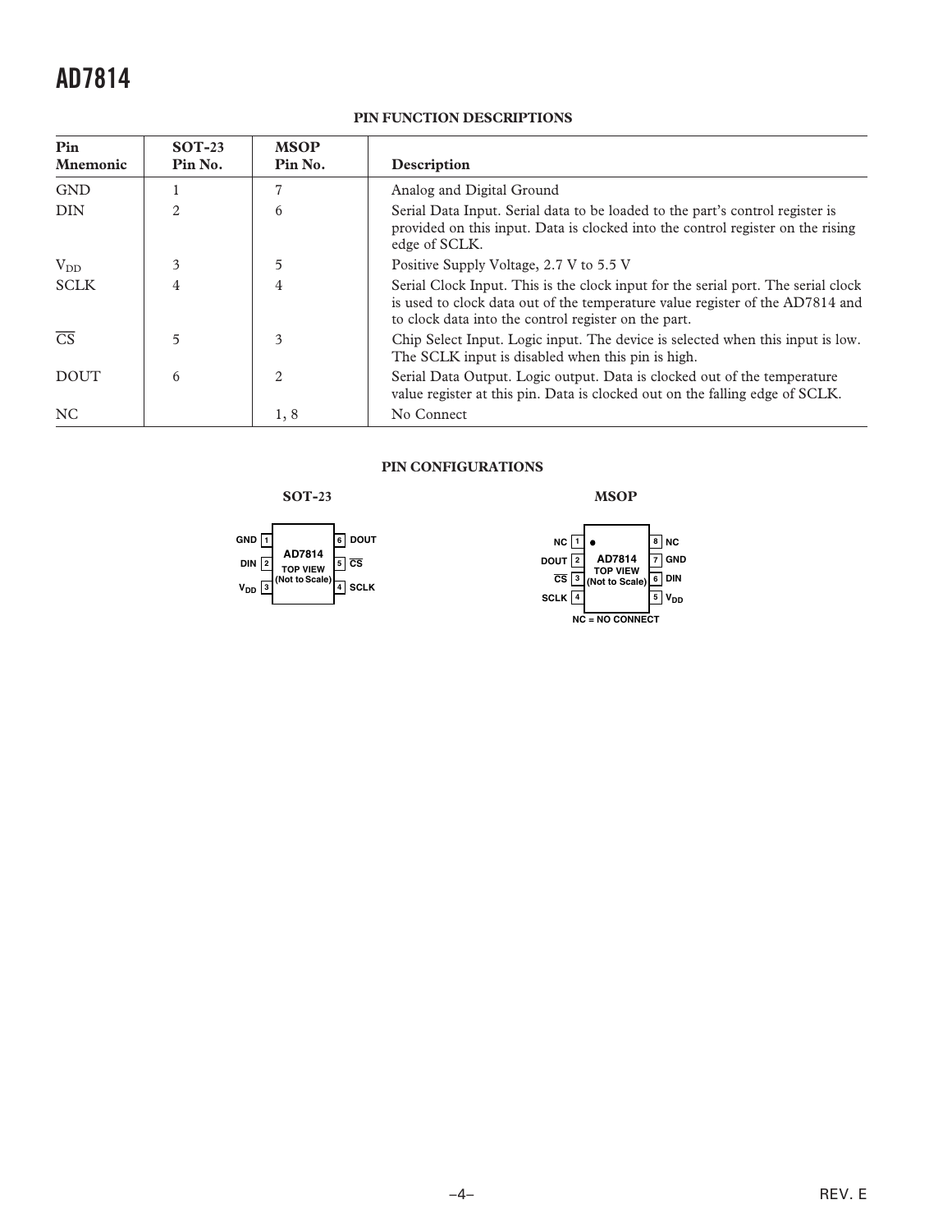## PIN FUNCTION DESCRIPTIONS

| Pin Mnemonic | SOT-23 Pin No. | MSOP Pin No. | Description |
|---|---|---|---|
| GND | 1 | 7 | Analog and Digital Ground |
| DIN | 2 | 6 | Serial Data Input. Serial data to be loaded to the part's control register is provided on this input. Data is clocked into the control register on the rising edge of SCLK. |
| $V_{DD}$ | 3 | 5 | Positive Supply Voltage, 2.7 V to 5.5 V |
| SCLK | 4 | 4 | Serial Clock Input. This is the clock input for the serial port. The serial clock is used to clock data out of the temperature value register of the AD7814 and to clock data into the control register on the part. |
| $\overline{CS}$ | 5 | 3 | Chip Select Input. Logic input. The device is selected when this input is low. The SCLK input is disabled when this pin is high. |
| DOUT | 6 | 2 | Serial Data Output. Logic output. Data is clocked out of the temperature value register at this pin. Data is clocked out on the falling edge of SCLK. |
| NC | | 1, 8 | No Connect |

## PIN CONFIGURATIONS

**SOT-23**

AD7814 TOP VIEW (Not to Scale)

| Pin | Name | Pin | Name |
|---|---|---|---|
| 1 | GND | 6 | DOUT |
| 2 | DIN | 5 | $\overline{CS}$ |
| 3 | $V_{DD}$ | 4 | SCLK |

**MSOP**

AD7814 TOP VIEW (Not to Scale)

| Pin | Name | Pin | Name |
|---|---|---|---|
| 1 | NC | 8 | NC |
| 2 | DOUT | 7 | GND |
| 3 | $\overline{CS}$ | 6 | DIN |
| 4 | SCLK | 5 | $V_{DD}$ |

NC = NO CONNECT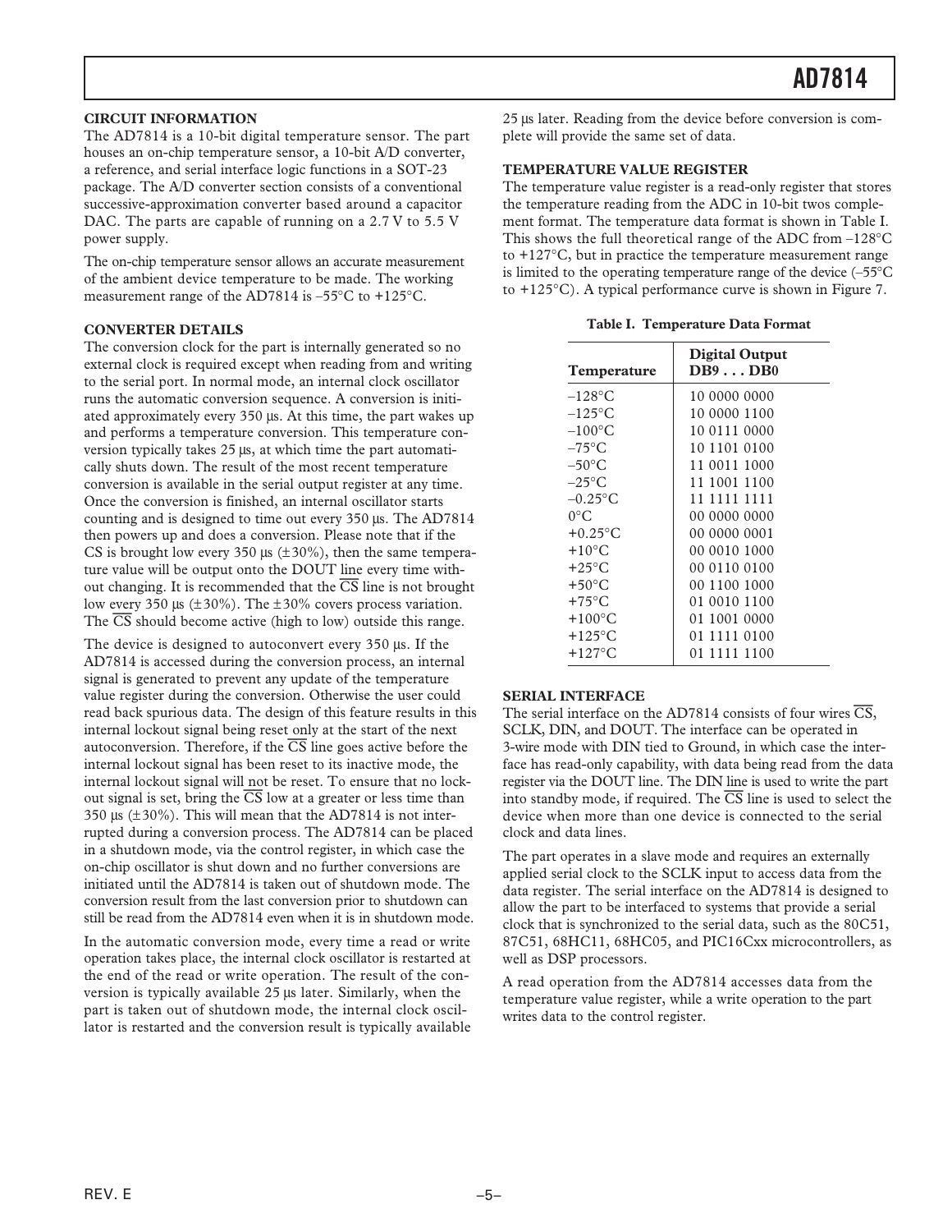### CIRCUIT INFORMATION

The AD7814 is a 10-bit digital temperature sensor. The part houses an on-chip temperature sensor, a 10-bit A/D converter, a reference, and serial interface logic functions in a SOT-23 package. The A/D converter section consists of a conventional successive-approximation converter based around a capacitor DAC. The parts are capable of running on a 2.7 V to 5.5 V power supply.

The on-chip temperature sensor allows an accurate measurement of the ambient device temperature to be made. The working measurement range of the AD7814 is –55°C to +125°C.

### CONVERTER DETAILS

The conversion clock for the part is internally generated so no external clock is required except when reading from and writing to the serial port. In normal mode, an internal clock oscillator runs the automatic conversion sequence. A conversion is initiated approximately every 350 µs. At this time, the part wakes up and performs a temperature conversion. This temperature conversion typically takes 25 µs, at which time the part automatically shuts down. The result of the most recent temperature conversion is available in the serial output register at any time. Once the conversion is finished, an internal oscillator starts counting and is designed to time out every 350 µs. The AD7814 then powers up and does a conversion. Please note that if the CS is brought low every 350 µs (±30%), then the same temperature value will be output onto the DOUT line every time without changing. It is recommended that the $\overline{CS}$ line is not brought low every 350 µs (±30%). The ±30% covers process variation. The $\overline{CS}$ should become active (high to low) outside this range.

The device is designed to autoconvert every 350 µs. If the AD7814 is accessed during the conversion process, an internal signal is generated to prevent any update of the temperature value register during the conversion. Otherwise the user could read back spurious data. The design of this feature results in this internal lockout signal being reset only at the start of the next autoconversion. Therefore, if the $\overline{CS}$ line goes active before the internal lockout signal has been reset to its inactive mode, the internal lockout signal will not be reset. To ensure that no lockout signal is set, bring the $\overline{CS}$ low at a greater or less time than 350 µs (±30%). This will mean that the AD7814 is not interrupted during a conversion process. The AD7814 can be placed in a shutdown mode, via the control register, in which case the on-chip oscillator is shut down and no further conversions are initiated until the AD7814 is taken out of shutdown mode. The conversion result from the last conversion prior to shutdown can still be read from the AD7814 even when it is in shutdown mode.

In the automatic conversion mode, every time a read or write operation takes place, the internal clock oscillator is restarted at the end of the read or write operation. The result of the conversion is typically available 25 µs later. Similarly, when the part is taken out of shutdown mode, the internal clock oscillator is restarted and the conversion result is typically available 25 µs later. Reading from the device before conversion is complete will provide the same set of data.

### TEMPERATURE VALUE REGISTER

The temperature value register is a read-only register that stores the temperature reading from the ADC in 10-bit twos complement format. The temperature data format is shown in Table I. This shows the full theoretical range of the ADC from –128°C to +127°C, but in practice the temperature measurement range is limited to the operating temperature range of the device (–55°C to +125°C). A typical performance curve is shown in Figure 7.

**Table I. Temperature Data Format**

| Temperature | Digital Output DB9 . . . DB0 |
|---|---|
| –128°C | 10 0000 0000 |
| –125°C | 10 0000 1100 |
| –100°C | 10 0111 0000 |
| –75°C | 10 1101 0100 |
| –50°C | 11 0011 1000 |
| –25°C | 11 1001 1100 |
| –0.25°C | 11 1111 1111 |
| 0°C | 00 0000 0000 |
| +0.25°C | 00 0000 0001 |
| +10°C | 00 0010 1000 |
| +25°C | 00 0110 0100 |
| +50°C | 00 1100 1000 |
| +75°C | 01 0010 1100 |
| +100°C | 01 1001 0000 |
| +125°C | 01 1111 0100 |
| +127°C | 01 1111 1100 |

### SERIAL INTERFACE

The serial interface on the AD7814 consists of four wires $\overline{CS}$, SCLK, DIN, and DOUT. The interface can be operated in 3-wire mode with DIN tied to Ground, in which case the interface has read-only capability, with data being read from the data register via the DOUT line. The DIN line is used to write the part into standby mode, if required. The $\overline{CS}$ line is used to select the device when more than one device is connected to the serial clock and data lines.

The part operates in a slave mode and requires an externally applied serial clock to the SCLK input to access data from the data register. The serial interface on the AD7814 is designed to allow the part to be interfaced to systems that provide a serial clock that is synchronized to the serial data, such as the 80C51, 87C51, 68HC11, 68HC05, and PIC16Cxx microcontrollers, as well as DSP processors.

A read operation from the AD7814 accesses data from the temperature value register, while a write operation to the part writes data to the control register.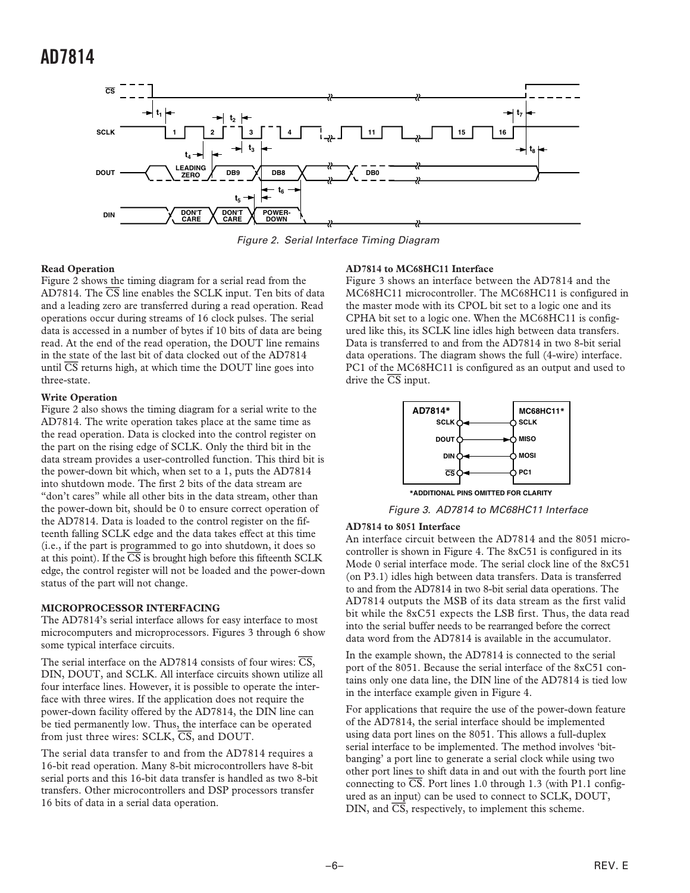Figure 2. Serial Interface Timing Diagram

**Read Operation**

Figure 2 shows the timing diagram for a serial read from the AD7814. The $\overline{CS}$ line enables the SCLK input. Ten bits of data and a leading zero are transferred during a read operation. Read operations occur during streams of 16 clock pulses. The serial data is accessed in a number of bytes if 10 bits of data are being read. At the end of the read operation, the DOUT line remains in the state of the last bit of data clocked out of the AD7814 until $\overline{CS}$ returns high, at which time the DOUT line goes into three-state.

**Write Operation**

Figure 2 also shows the timing diagram for a serial write to the AD7814. The write operation takes place at the same time as the read operation. Data is clocked into the control register on the part on the rising edge of SCLK. Only the third bit in the data stream provides a user-controlled function. This third bit is the power-down bit which, when set to a 1, puts the AD7814 into shutdown mode. The first 2 bits of the data stream are "don't cares" while all other bits in the data stream, other than the power-down bit, should be 0 to ensure correct operation of the AD7814. Data is loaded to the control register on the fifteenth falling SCLK edge and the data takes effect at this time (i.e., if the part is programmed to go into shutdown, it does so at this point). If the $\overline{CS}$ is brought high before this fifteenth SCLK edge, the control register will not be loaded and the power-down status of the part will not change.

## MICROPROCESSOR INTERFACING

The AD7814's serial interface allows for easy interface to most microcomputers and microprocessors. Figures 3 through 6 show some typical interface circuits.

The serial interface on the AD7814 consists of four wires: $\overline{CS}$, DIN, DOUT, and SCLK. All interface circuits shown utilize all four interface lines. However, it is possible to operate the interface with three wires. If the application does not require the power-down facility offered by the AD7814, the DIN line can be tied permanently low. Thus, the interface can be operated from just three wires: SCLK, $\overline{CS}$, and DOUT.

The serial data transfer to and from the AD7814 requires a 16-bit read operation. Many 8-bit microcontrollers have 8-bit serial ports and this 16-bit data transfer is handled as two 8-bit transfers. Other microcontrollers and DSP processors transfer 16 bits of data in a serial data operation.

**AD7814 to MC68HC11 Interface**

Figure 3 shows an interface between the AD7814 and the MC68HC11 microcontroller. The MC68HC11 is configured in the master mode with its CPOL bit set to a logic one and its CPHA bit set to a logic one. When the MC68HC11 is configured like this, its SCLK line idles high between data transfers. Data is transferred to and from the AD7814 in two 8-bit serial data operations. The diagram shows the full (4-wire) interface. PC1 of the MC68HC11 is configured as an output and used to drive the $\overline{CS}$ input.

*ADDITIONAL PINS OMITTED FOR CLARITY

Figure 3. AD7814 to MC68HC11 Interface

**AD7814 to 8051 Interface**

An interface circuit between the AD7814 and the 8051 microcontroller is shown in Figure 4. The 8xC51 is configured in its Mode 0 serial interface mode. The serial clock line of the 8xC51 (on P3.1) idles high between data transfers. Data is transferred to and from the AD7814 in two 8-bit serial data operations. The AD7814 outputs the MSB of its data stream as the first valid bit while the 8xC51 expects the LSB first. Thus, the data read into the serial buffer needs to be rearranged before the correct data word from the AD7814 is available in the accumulator.

In the example shown, the AD7814 is connected to the serial port of the 8051. Because the serial interface of the 8xC51 contains only one data line, the DIN line of the AD7814 is tied low in the interface example given in Figure 4.

For applications that require the use of the power-down feature of the AD7814, the serial interface should be implemented using data port lines on the 8051. This allows a full-duplex serial interface to be implemented. The method involves 'bit-banging' a port line to generate a serial clock while using two other port lines to shift data in and out with the fourth port line connecting to $\overline{CS}$. Port lines 1.0 through 1.3 (with P1.1 configured as an input) can be used to connect to SCLK, DOUT, DIN, and $\overline{CS}$, respectively, to implement this scheme.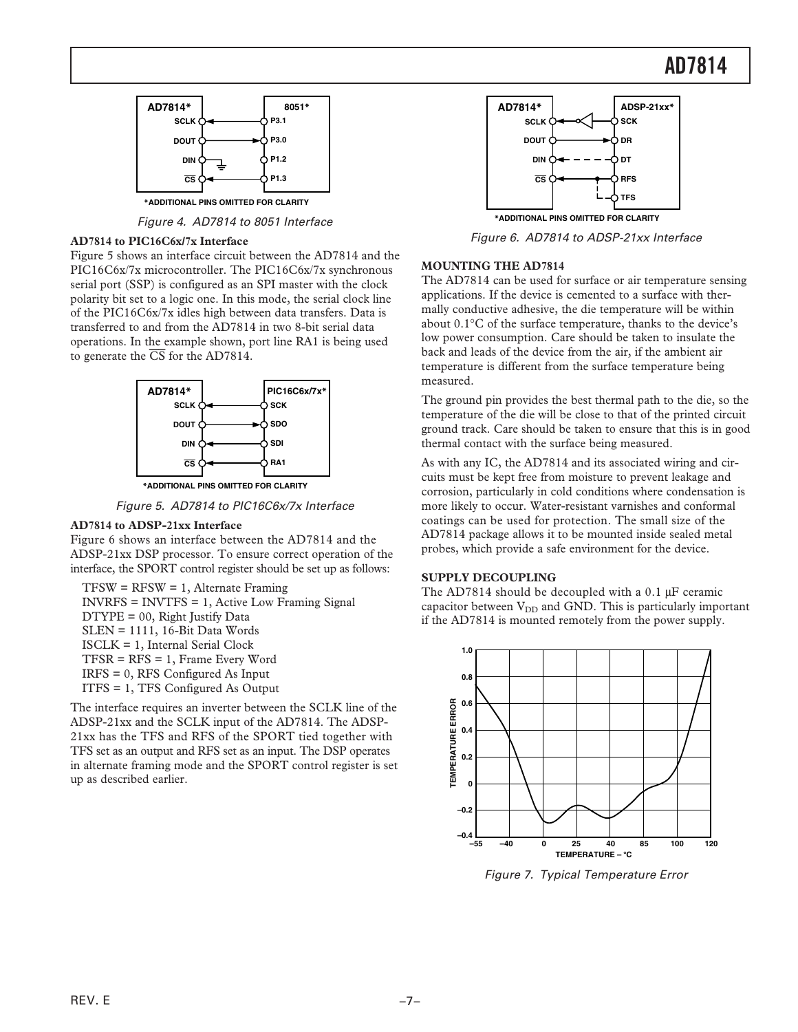*ADDITIONAL PINS OMITTED FOR CLARITY

Figure 4. AD7814 to 8051 Interface

### AD7814 to PIC16C6x/7x Interface

Figure 5 shows an interface circuit between the AD7814 and the PIC16C6x/7x microcontroller. The PIC16C6x/7x synchronous serial port (SSP) is configured as an SPI master with the clock polarity bit set to a logic one. In this mode, the serial clock line of the PIC16C6x/7x idles high between data transfers. Data is transferred to and from the AD7814 in two 8-bit serial data operations. In the example shown, port line RA1 is being used to generate the $\overline{CS}$ for the AD7814.

*ADDITIONAL PINS OMITTED FOR CLARITY

Figure 5. AD7814 to PIC16C6x/7x Interface

### AD7814 to ADSP-21xx Interface

Figure 6 shows an interface between the AD7814 and the ADSP-21xx DSP processor. To ensure correct operation of the interface, the SPORT control register should be set up as follows:

TFSW = RFSW = 1, Alternate Framing
INVRFS = INVTFS = 1, Active Low Framing Signal
DTYPE = 00, Right Justify Data
SLEN = 1111, 16-Bit Data Words
ISCLK = 1, Internal Serial Clock
TFSR = RFS = 1, Frame Every Word
IRFS = 0, RFS Configured As Input
ITFS = 1, TFS Configured As Output

The interface requires an inverter between the SCLK line of the ADSP-21xx and the SCLK input of the AD7814. The ADSP-21xx has the TFS and RFS of the SPORT tied together with TFS set as an output and RFS set as an input. The DSP operates in alternate framing mode and the SPORT control register is set up as described earlier.

*ADDITIONAL PINS OMITTED FOR CLARITY

Figure 6. AD7814 to ADSP-21xx Interface

## MOUNTING THE AD7814

The AD7814 can be used for surface or air temperature sensing applications. If the device is cemented to a surface with thermally conductive adhesive, the die temperature will be within about 0.1°C of the surface temperature, thanks to the device's low power consumption. Care should be taken to insulate the back and leads of the device from the air, if the ambient air temperature is different from the surface temperature being measured.

The ground pin provides the best thermal path to the die, so the temperature of the die will be close to that of the printed circuit ground track. Care should be taken to ensure that this is in good thermal contact with the surface being measured.

As with any IC, the AD7814 and its associated wiring and circuits must be kept free from moisture to prevent leakage and corrosion, particularly in cold conditions where condensation is more likely to occur. Water-resistant varnishes and conformal coatings can be used for protection. The small size of the AD7814 package allows it to be mounted inside sealed metal probes, which provide a safe environment for the device.

## SUPPLY DECOUPLING

The AD7814 should be decoupled with a 0.1 µF ceramic capacitor between $V_{DD}$ and GND. This is particularly important if the AD7814 is mounted remotely from the power supply.

Figure 7. Typical Temperature Error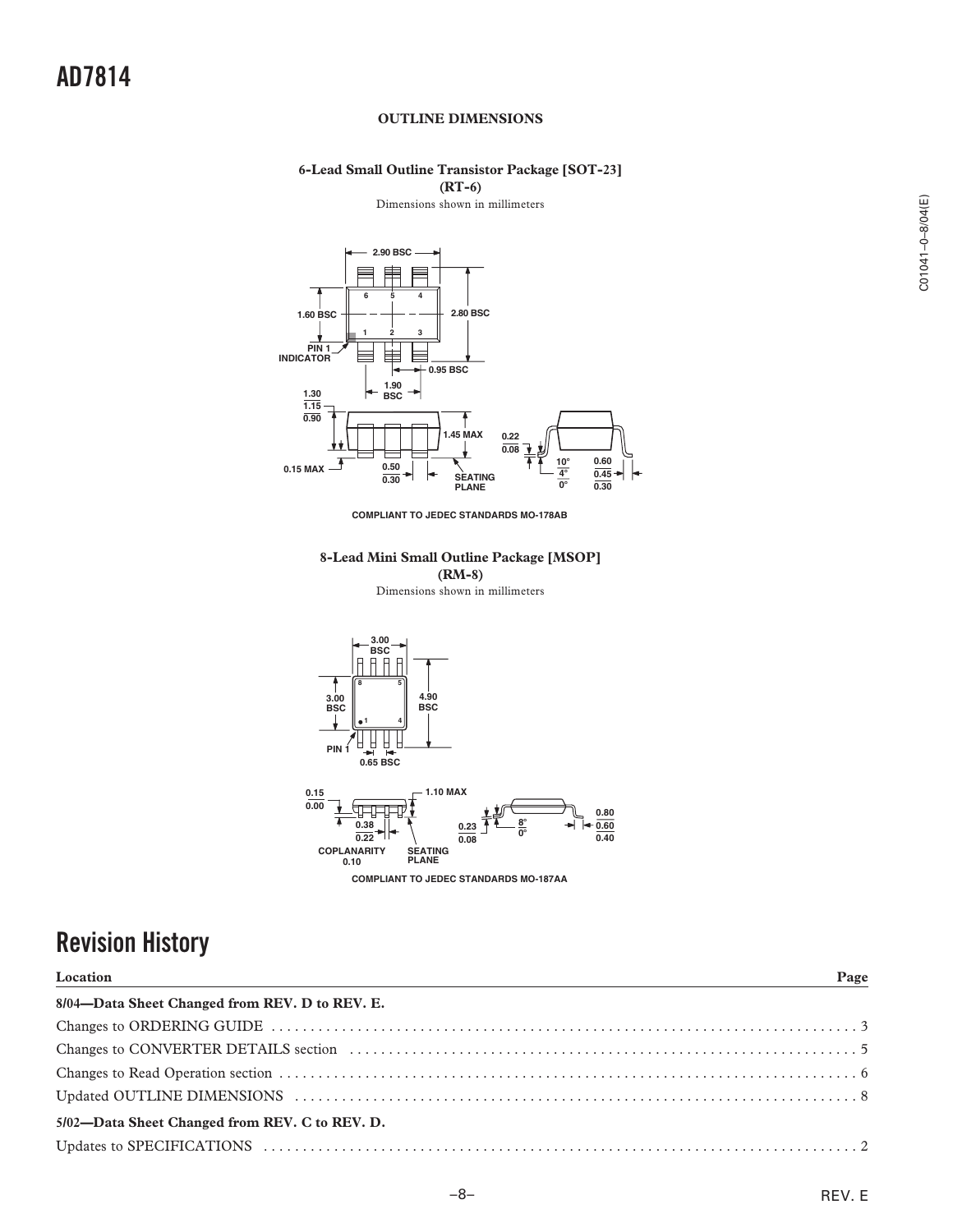## OUTLINE DIMENSIONS

**6-Lead Small Outline Transistor Package [SOT-23]**
**(RT-6)**
Dimensions shown in millimeters

2.90 BSC
6 5 4
1.60 BSC
2.80 BSC
1 2 3
PIN 1 INDICATOR
0.95 BSC
1.90 BSC
1.30
1.15
0.90
1.45 MAX
0.22
0.08
10°
4°
0°
0.60
0.45
0.30
0.15 MAX
0.50
0.30
SEATING PLANE

COMPLIANT TO JEDEC STANDARDS MO-178AB

**8-Lead Mini Small Outline Package [MSOP]**
**(RM-8)**
Dimensions shown in millimeters

3.00 BSC
8 5
3.00 BSC
4.90 BSC
1 4
PIN 1
0.65 BSC
0.15
0.00
1.10 MAX
0.38
0.22
0.23
0.08
8°
0°
0.80
0.60
0.40
COPLANARITY 0.10
SEATING PLANE

COMPLIANT TO JEDEC STANDARDS MO-187AA

# Revision History

| Location | Page |
|---|---|
| **8/04—Data Sheet Changed from REV. D to REV. E.** | |
| Changes to ORDERING GUIDE | 3 |
| Changes to CONVERTER DETAILS section | 5 |
| Changes to Read Operation section | 6 |
| Updated OUTLINE DIMENSIONS | 8 |
| **5/02—Data Sheet Changed from REV. C to REV. D.** | |
| Updates to SPECIFICATIONS | 2 |